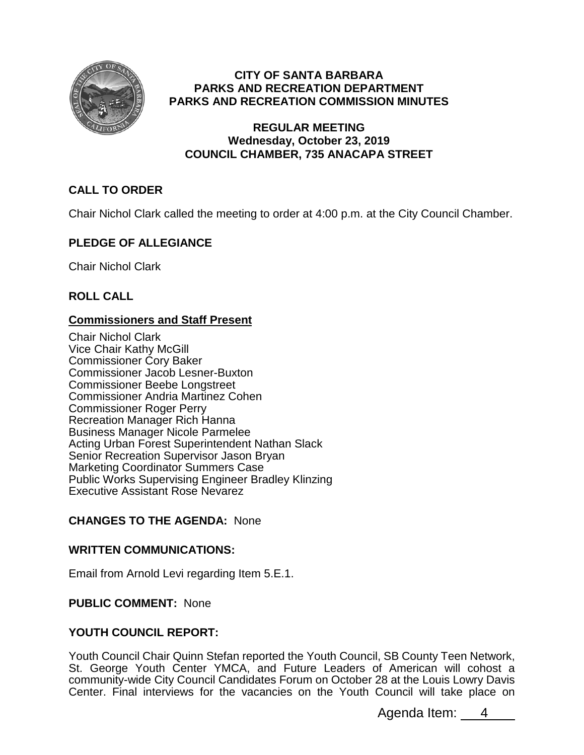**CITY OF SANTA BARBARA**
**PARKS AND RECREATION DEPARTMENT**
**PARKS AND RECREATION COMMISSION MINUTES**

**REGULAR MEETING**
**Wednesday, October 23, 2019**
**COUNCIL CHAMBER, 735 ANACAPA STREET**

## CALL TO ORDER

Chair Nichol Clark called the meeting to order at 4:00 p.m. at the City Council Chamber.

## PLEDGE OF ALLEGIANCE

Chair Nichol Clark

## ROLL CALL

### Commissioners and Staff Present

Chair Nichol Clark
Vice Chair Kathy McGill
Commissioner Cory Baker
Commissioner Jacob Lesner-Buxton
Commissioner Beebe Longstreet
Commissioner Andria Martinez Cohen
Commissioner Roger Perry
Recreation Manager Rich Hanna
Business Manager Nicole Parmelee
Acting Urban Forest Superintendent Nathan Slack
Senior Recreation Supervisor Jason Bryan
Marketing Coordinator Summers Case
Public Works Supervising Engineer Bradley Klinzing
Executive Assistant Rose Nevarez

## CHANGES TO THE AGENDA: None

## WRITTEN COMMUNICATIONS:

Email from Arnold Levi regarding Item 5.E.1.

## PUBLIC COMMENT: None

## YOUTH COUNCIL REPORT:

Youth Council Chair Quinn Stefan reported the Youth Council, SB County Teen Network, St. George Youth Center YMCA, and Future Leaders of American will cohost a community-wide City Council Candidates Forum on October 28 at the Louis Lowry Davis Center. Final interviews for the vacancies on the Youth Council will take place on

Agenda Item: 4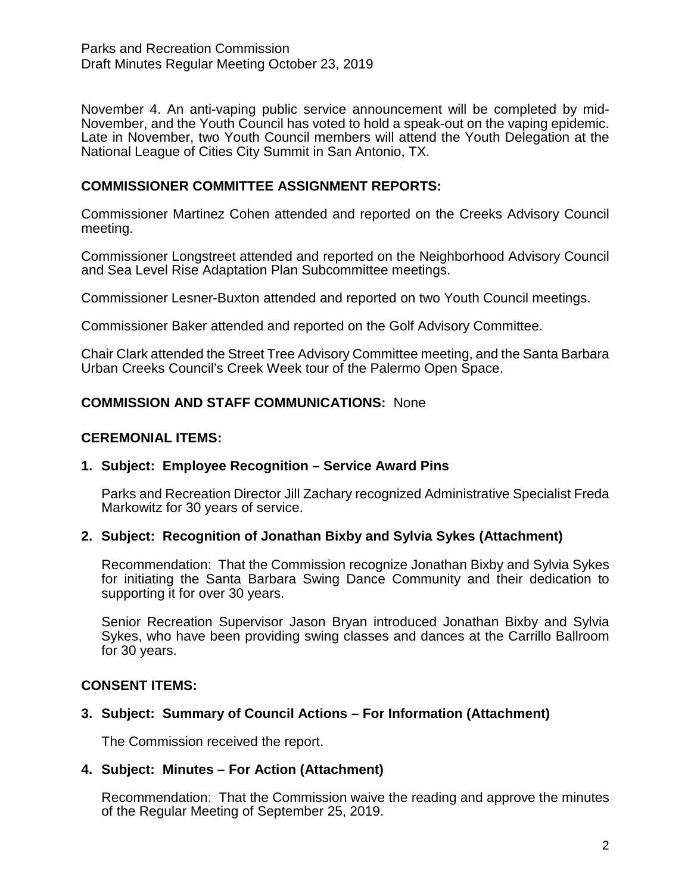November 4. An anti-vaping public service announcement will be completed by mid-November, and the Youth Council has voted to hold a speak-out on the vaping epidemic. Late in November, two Youth Council members will attend the Youth Delegation at the National League of Cities City Summit in San Antonio, TX.

## COMMISSIONER COMMITTEE ASSIGNMENT REPORTS:

Commissioner Martinez Cohen attended and reported on the Creeks Advisory Council meeting.

Commissioner Longstreet attended and reported on the Neighborhood Advisory Council and Sea Level Rise Adaptation Plan Subcommittee meetings.

Commissioner Lesner-Buxton attended and reported on two Youth Council meetings.

Commissioner Baker attended and reported on the Golf Advisory Committee.

Chair Clark attended the Street Tree Advisory Committee meeting, and the Santa Barbara Urban Creeks Council's Creek Week tour of the Palermo Open Space.

## COMMISSION AND STAFF COMMUNICATIONS: None

## CEREMONIAL ITEMS:

### 1. Subject: Employee Recognition – Service Award Pins

Parks and Recreation Director Jill Zachary recognized Administrative Specialist Freda Markowitz for 30 years of service.

### 2. Subject: Recognition of Jonathan Bixby and Sylvia Sykes (Attachment)

Recommendation: That the Commission recognize Jonathan Bixby and Sylvia Sykes for initiating the Santa Barbara Swing Dance Community and their dedication to supporting it for over 30 years.

Senior Recreation Supervisor Jason Bryan introduced Jonathan Bixby and Sylvia Sykes, who have been providing swing classes and dances at the Carrillo Ballroom for 30 years.

## CONSENT ITEMS:

### 3. Subject: Summary of Council Actions – For Information (Attachment)

The Commission received the report.

### 4. Subject: Minutes – For Action (Attachment)

Recommendation: That the Commission waive the reading and approve the minutes of the Regular Meeting of September 25, 2019.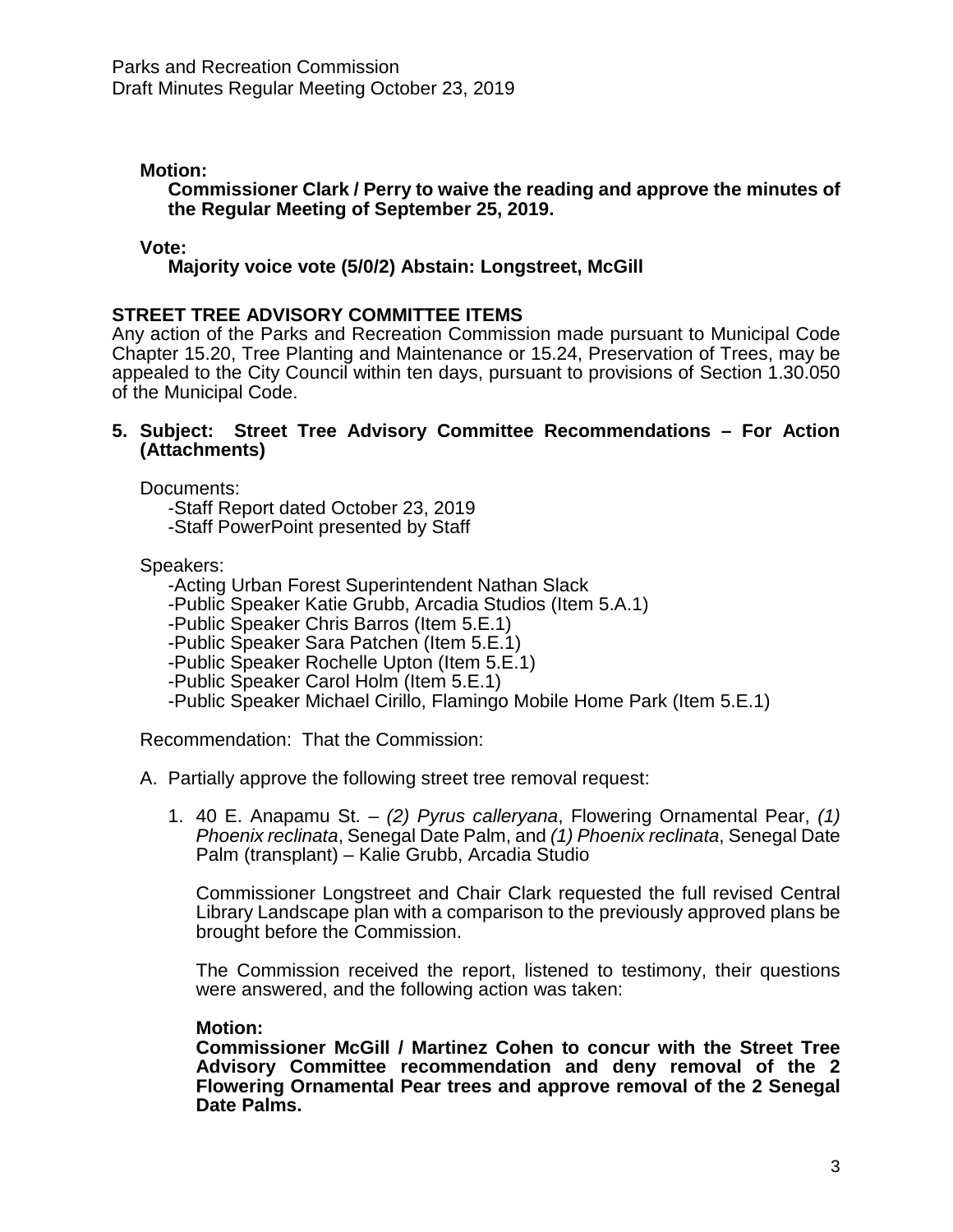**Motion:**

**Commissioner Clark / Perry to waive the reading and approve the minutes of the Regular Meeting of September 25, 2019.**

**Vote:**

**Majority voice vote (5/0/2) Abstain: Longstreet, McGill**

## STREET TREE ADVISORY COMMITTEE ITEMS

Any action of the Parks and Recreation Commission made pursuant to Municipal Code Chapter 15.20, Tree Planting and Maintenance or 15.24, Preservation of Trees, may be appealed to the City Council within ten days, pursuant to provisions of Section 1.30.050 of the Municipal Code.

**5. Subject: Street Tree Advisory Committee Recommendations – For Action (Attachments)**

Documents:
- -Staff Report dated October 23, 2019
- -Staff PowerPoint presented by Staff

Speakers:
- -Acting Urban Forest Superintendent Nathan Slack
- -Public Speaker Katie Grubb, Arcadia Studios (Item 5.A.1)
- -Public Speaker Chris Barros (Item 5.E.1)
- -Public Speaker Sara Patchen (Item 5.E.1)
- -Public Speaker Rochelle Upton (Item 5.E.1)
- -Public Speaker Carol Holm (Item 5.E.1)
- -Public Speaker Michael Cirillo, Flamingo Mobile Home Park (Item 5.E.1)

Recommendation: That the Commission:

A. Partially approve the following street tree removal request:

1. 40 E. Anapamu St. – *(2) Pyrus calleryana*, Flowering Ornamental Pear, *(1) Phoenix reclinata*, Senegal Date Palm, and *(1) Phoenix reclinata*, Senegal Date Palm (transplant) – Kalie Grubb, Arcadia Studio

   Commissioner Longstreet and Chair Clark requested the full revised Central Library Landscape plan with a comparison to the previously approved plans be brought before the Commission.

   The Commission received the report, listened to testimony, their questions were answered, and the following action was taken:

   **Motion:**

   **Commissioner McGill / Martinez Cohen to concur with the Street Tree Advisory Committee recommendation and deny removal of the 2 Flowering Ornamental Pear trees and approve removal of the 2 Senegal Date Palms.**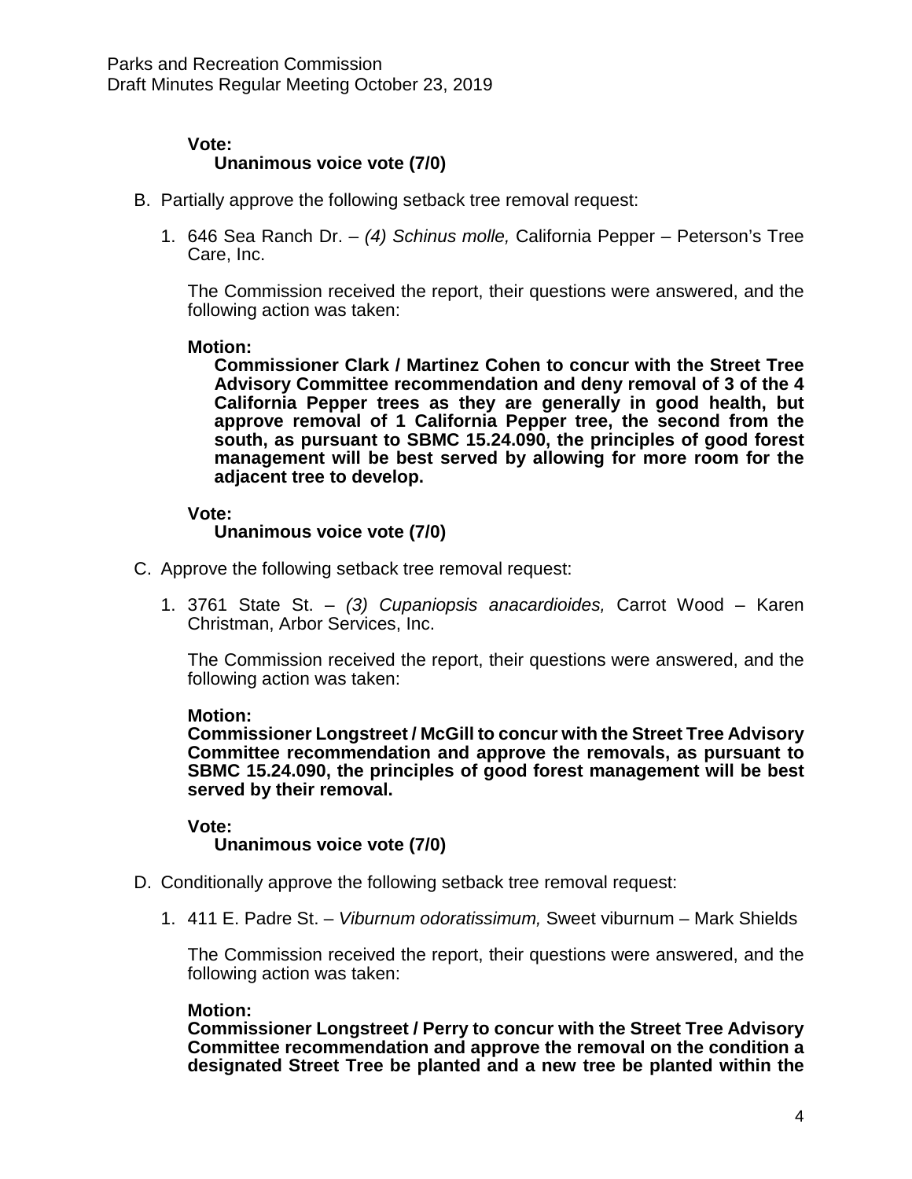**Vote:**

**Unanimous voice vote (7/0)**

B. Partially approve the following setback tree removal request:

1. 646 Sea Ranch Dr. – *(4) Schinus molle,* California Pepper – Peterson's Tree Care, Inc.

   The Commission received the report, their questions were answered, and the following action was taken:

   **Motion:**

   **Commissioner Clark / Martinez Cohen to concur with the Street Tree Advisory Committee recommendation and deny removal of 3 of the 4 California Pepper trees as they are generally in good health, but approve removal of 1 California Pepper tree, the second from the south, as pursuant to SBMC 15.24.090, the principles of good forest management will be best served by allowing for more room for the adjacent tree to develop.**

   **Vote:**

   **Unanimous voice vote (7/0)**

C. Approve the following setback tree removal request:

1. 3761 State St. – *(3) Cupaniopsis anacardioides,* Carrot Wood – Karen Christman, Arbor Services, Inc.

   The Commission received the report, their questions were answered, and the following action was taken:

   **Motion:**

   **Commissioner Longstreet / McGill to concur with the Street Tree Advisory Committee recommendation and approve the removals, as pursuant to SBMC 15.24.090, the principles of good forest management will be best served by their removal.**

   **Vote:**

   **Unanimous voice vote (7/0)**

D. Conditionally approve the following setback tree removal request:

1. 411 E. Padre St. – *Viburnum odoratissimum,* Sweet viburnum – Mark Shields

   The Commission received the report, their questions were answered, and the following action was taken:

   **Motion:**

   **Commissioner Longstreet / Perry to concur with the Street Tree Advisory Committee recommendation and approve the removal on the condition a designated Street Tree be planted and a new tree be planted within the**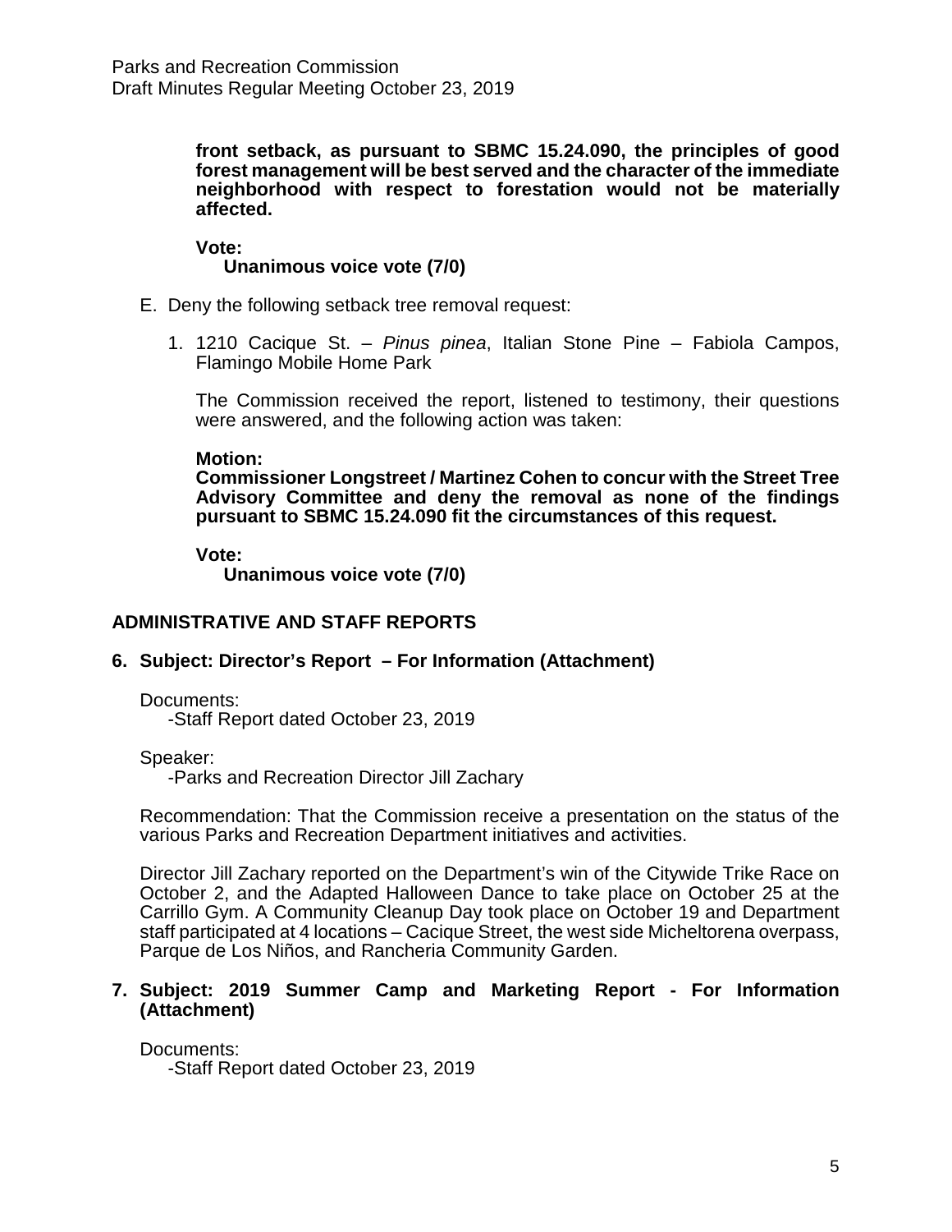**front setback, as pursuant to SBMC 15.24.090, the principles of good forest management will be best served and the character of the immediate neighborhood with respect to forestation would not be materially affected.**

**Vote:**
**Unanimous voice vote (7/0)**

E. Deny the following setback tree removal request:

1. 1210 Cacique St. – *Pinus pinea*, Italian Stone Pine – Fabiola Campos, Flamingo Mobile Home Park

   The Commission received the report, listened to testimony, their questions were answered, and the following action was taken:

   **Motion:**
   **Commissioner Longstreet / Martinez Cohen to concur with the Street Tree Advisory Committee and deny the removal as none of the findings pursuant to SBMC 15.24.090 fit the circumstances of this request.**

   **Vote:**
   **Unanimous voice vote (7/0)**

## ADMINISTRATIVE AND STAFF REPORTS

### 6. Subject: Director's Report – For Information (Attachment)

Documents:
-Staff Report dated October 23, 2019

Speaker:
-Parks and Recreation Director Jill Zachary

Recommendation: That the Commission receive a presentation on the status of the various Parks and Recreation Department initiatives and activities.

Director Jill Zachary reported on the Department's win of the Citywide Trike Race on October 2, and the Adapted Halloween Dance to take place on October 25 at the Carrillo Gym. A Community Cleanup Day took place on October 19 and Department staff participated at 4 locations – Cacique Street, the west side Micheltorena overpass, Parque de Los Niños, and Rancheria Community Garden.

### 7. Subject: 2019 Summer Camp and Marketing Report - For Information (Attachment)

Documents:
-Staff Report dated October 23, 2019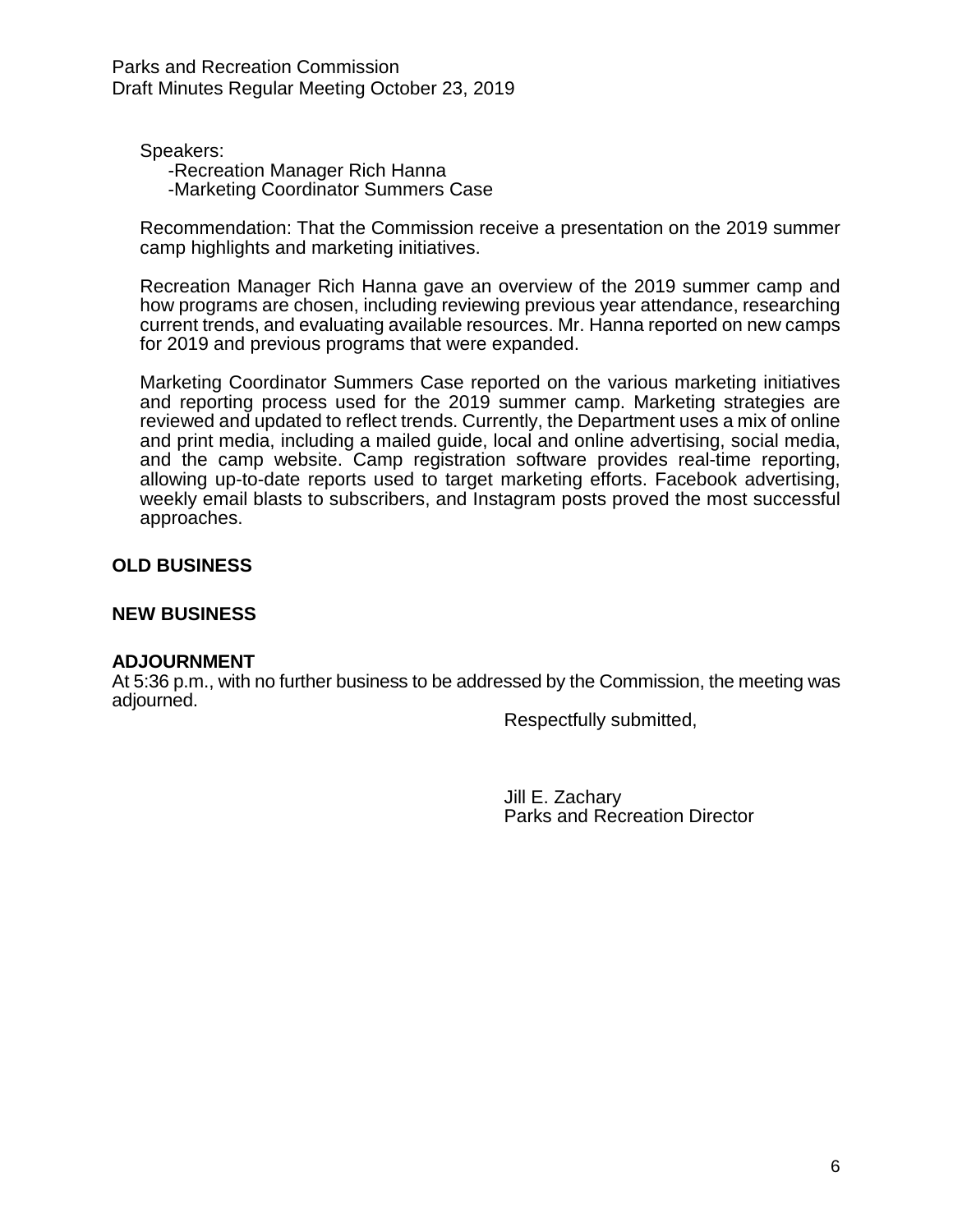Speakers:
- -Recreation Manager Rich Hanna
- -Marketing Coordinator Summers Case

Recommendation: That the Commission receive a presentation on the 2019 summer camp highlights and marketing initiatives.

Recreation Manager Rich Hanna gave an overview of the 2019 summer camp and how programs are chosen, including reviewing previous year attendance, researching current trends, and evaluating available resources. Mr. Hanna reported on new camps for 2019 and previous programs that were expanded.

Marketing Coordinator Summers Case reported on the various marketing initiatives and reporting process used for the 2019 summer camp. Marketing strategies are reviewed and updated to reflect trends. Currently, the Department uses a mix of online and print media, including a mailed guide, local and online advertising, social media, and the camp website. Camp registration software provides real-time reporting, allowing up-to-date reports used to target marketing efforts. Facebook advertising, weekly email blasts to subscribers, and Instagram posts proved the most successful approaches.

**OLD BUSINESS**

**NEW BUSINESS**

**ADJOURNMENT**

At 5:36 p.m., with no further business to be addressed by the Commission, the meeting was adjourned.

Respectfully submitted,

Jill E. Zachary
Parks and Recreation Director